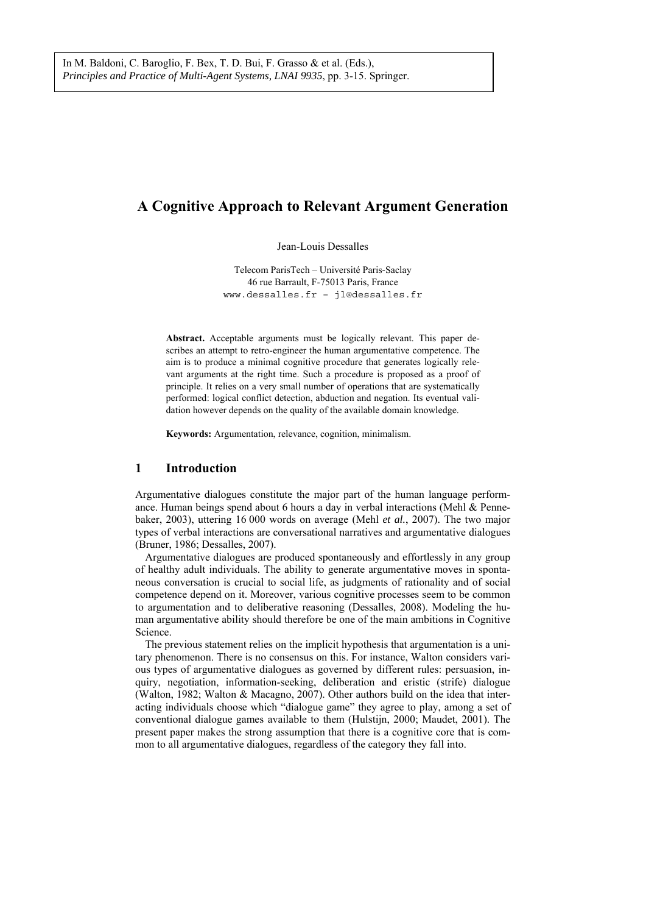In M. Baldoni, C. Baroglio, F. Bex, T. D. Bui, F. Grasso & et al. (Eds.), *Principles and Practice of Multi-Agent Systems, LNAI 9935*, pp. 3-15. Springer.

# A Cognitive Approach to Relevant Argument Generation

Jean-Louis Dessalles

Telecom ParisTech – Université Paris-Saclay
46 rue Barrault, F-75013 Paris, France
www.dessalles.fr – jl@dessalles.fr

**Abstract.** Acceptable arguments must be logically relevant. This paper describes an attempt to retro-engineer the human argumentative competence. The aim is to produce a minimal cognitive procedure that generates logically relevant arguments at the right time. Such a procedure is proposed as a proof of principle. It relies on a very small number of operations that are systematically performed: logical conflict detection, abduction and negation. Its eventual validation however depends on the quality of the available domain knowledge.

**Keywords:** Argumentation, relevance, cognition, minimalism.

## 1 Introduction

Argumentative dialogues constitute the major part of the human language performance. Human beings spend about 6 hours a day in verbal interactions (Mehl & Pennebaker, 2003), uttering 16 000 words on average (Mehl *et al.*, 2007). The two major types of verbal interactions are conversational narratives and argumentative dialogues (Bruner, 1986; Dessalles, 2007).

Argumentative dialogues are produced spontaneously and effortlessly in any group of healthy adult individuals. The ability to generate argumentative moves in spontaneous conversation is crucial to social life, as judgments of rationality and of social competence depend on it. Moreover, various cognitive processes seem to be common to argumentation and to deliberative reasoning (Dessalles, 2008). Modeling the human argumentative ability should therefore be one of the main ambitions in Cognitive Science.

The previous statement relies on the implicit hypothesis that argumentation is a unitary phenomenon. There is no consensus on this. For instance, Walton considers various types of argumentative dialogues as governed by different rules: persuasion, inquiry, negotiation, information-seeking, deliberation and eristic (strife) dialogue (Walton, 1982; Walton & Macagno, 2007). Other authors build on the idea that interacting individuals choose which "dialogue game" they agree to play, among a set of conventional dialogue games available to them (Hulstijn, 2000; Maudet, 2001). The present paper makes the strong assumption that there is a cognitive core that is common to all argumentative dialogues, regardless of the category they fall into.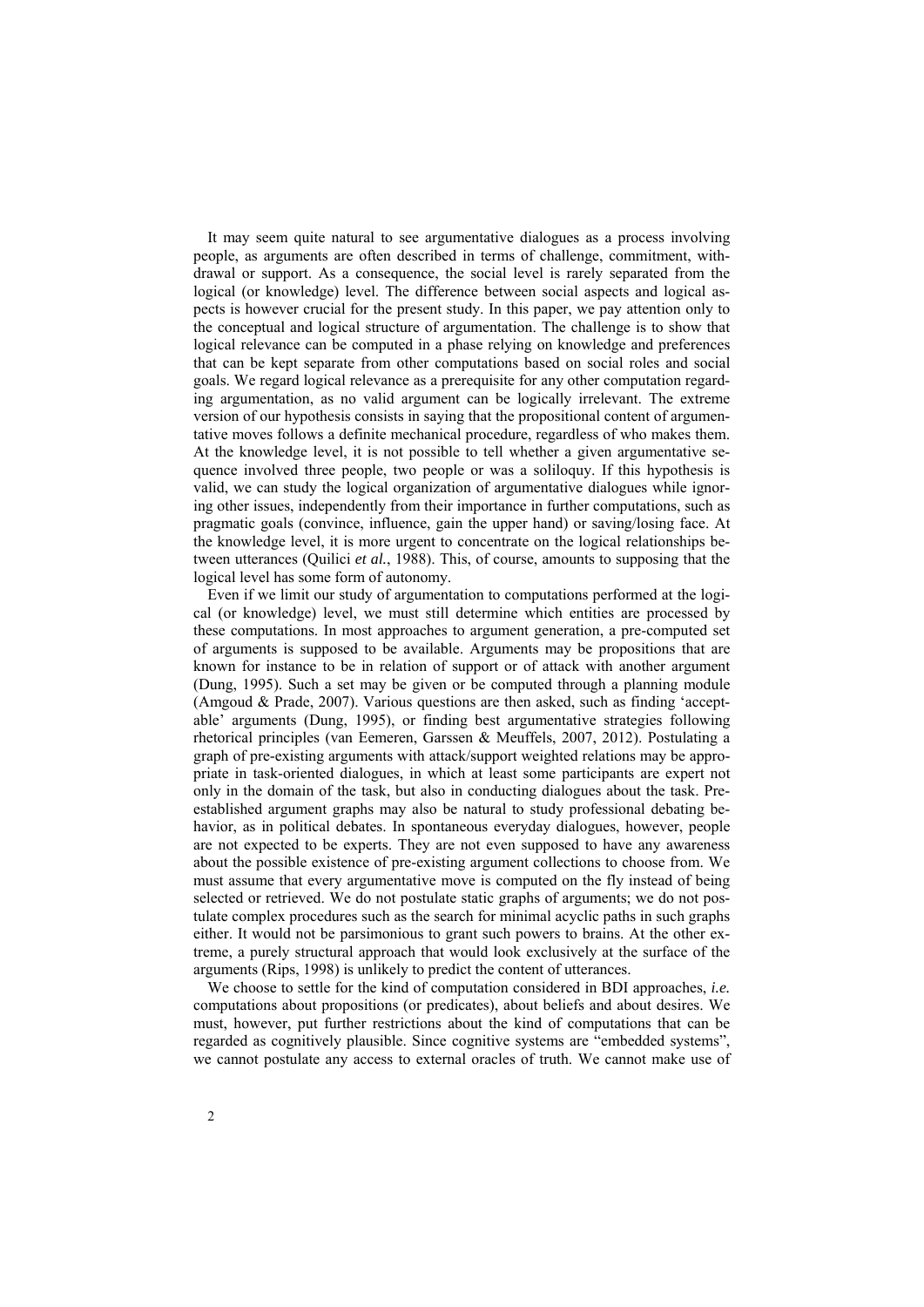It may seem quite natural to see argumentative dialogues as a process involving people, as arguments are often described in terms of challenge, commitment, withdrawal or support. As a consequence, the social level is rarely separated from the logical (or knowledge) level. The difference between social aspects and logical aspects is however crucial for the present study. In this paper, we pay attention only to the conceptual and logical structure of argumentation. The challenge is to show that logical relevance can be computed in a phase relying on knowledge and preferences that can be kept separate from other computations based on social roles and social goals. We regard logical relevance as a prerequisite for any other computation regarding argumentation, as no valid argument can be logically irrelevant. The extreme version of our hypothesis consists in saying that the propositional content of argumentative moves follows a definite mechanical procedure, regardless of who makes them. At the knowledge level, it is not possible to tell whether a given argumentative sequence involved three people, two people or was a soliloquy. If this hypothesis is valid, we can study the logical organization of argumentative dialogues while ignoring other issues, independently from their importance in further computations, such as pragmatic goals (convince, influence, gain the upper hand) or saving/losing face. At the knowledge level, it is more urgent to concentrate on the logical relationships between utterances (Quilici *et al.*, 1988). This, of course, amounts to supposing that the logical level has some form of autonomy.

Even if we limit our study of argumentation to computations performed at the logical (or knowledge) level, we must still determine which entities are processed by these computations. In most approaches to argument generation, a pre-computed set of arguments is supposed to be available. Arguments may be propositions that are known for instance to be in relation of support or of attack with another argument (Dung, 1995). Such a set may be given or be computed through a planning module (Amgoud & Prade, 2007). Various questions are then asked, such as finding 'acceptable' arguments (Dung, 1995), or finding best argumentative strategies following rhetorical principles (van Eemeren, Garssen & Meuffels, 2007, 2012). Postulating a graph of pre-existing arguments with attack/support weighted relations may be appropriate in task-oriented dialogues, in which at least some participants are expert not only in the domain of the task, but also in conducting dialogues about the task. Pre-established argument graphs may also be natural to study professional debating behavior, as in political debates. In spontaneous everyday dialogues, however, people are not expected to be experts. They are not even supposed to have any awareness about the possible existence of pre-existing argument collections to choose from. We must assume that every argumentative move is computed on the fly instead of being selected or retrieved. We do not postulate static graphs of arguments; we do not postulate complex procedures such as the search for minimal acyclic paths in such graphs either. It would not be parsimonious to grant such powers to brains. At the other extreme, a purely structural approach that would look exclusively at the surface of the arguments (Rips, 1998) is unlikely to predict the content of utterances.

We choose to settle for the kind of computation considered in BDI approaches, *i.e.* computations about propositions (or predicates), about beliefs and about desires. We must, however, put further restrictions about the kind of computations that can be regarded as cognitively plausible. Since cognitive systems are "embedded systems", we cannot postulate any access to external oracles of truth. We cannot make use of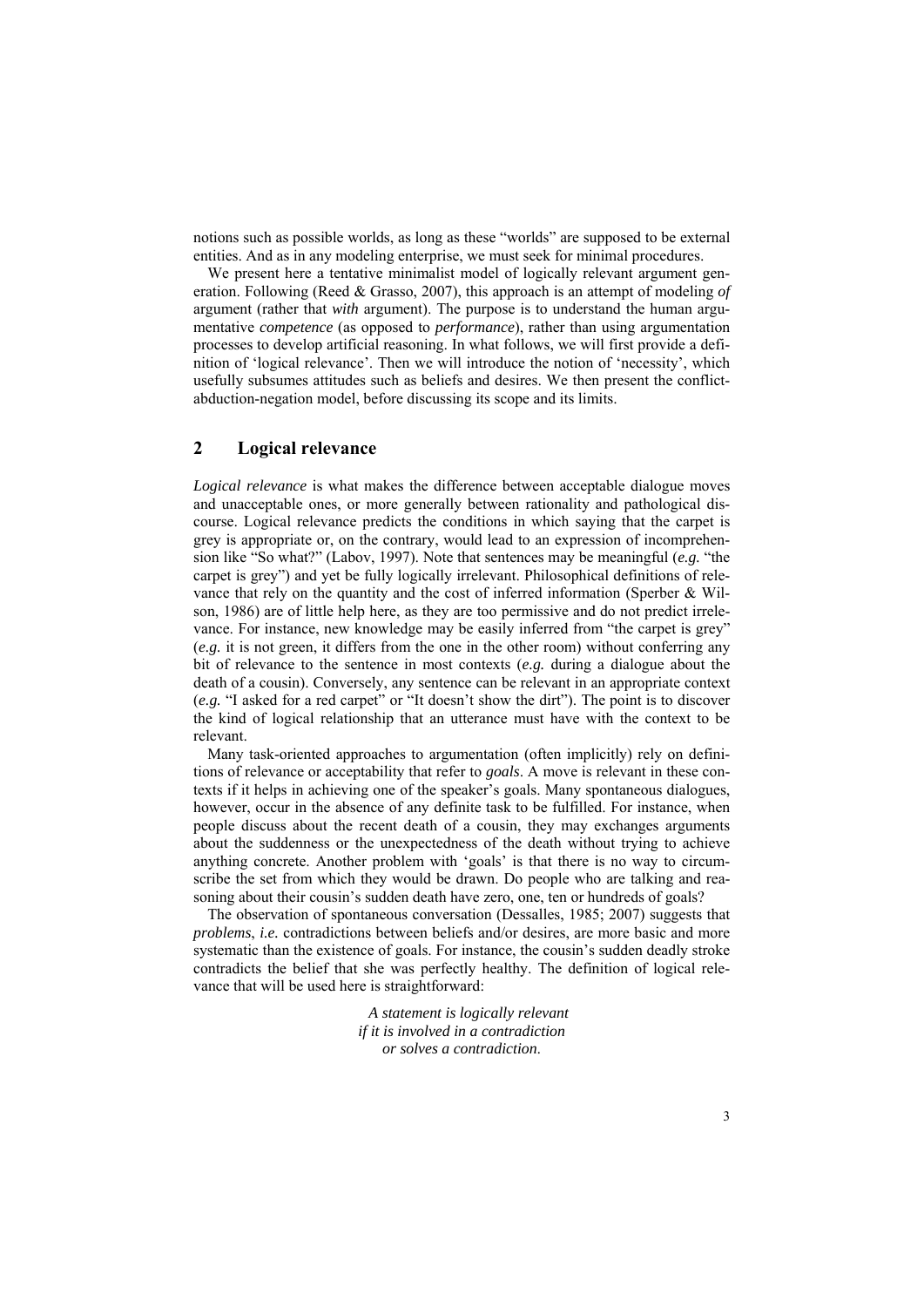notions such as possible worlds, as long as these "worlds" are supposed to be external entities. And as in any modeling enterprise, we must seek for minimal procedures.

We present here a tentative minimalist model of logically relevant argument generation. Following (Reed & Grasso, 2007), this approach is an attempt of modeling *of* argument (rather that *with* argument). The purpose is to understand the human argumentative *competence* (as opposed to *performance*), rather than using argumentation processes to develop artificial reasoning. In what follows, we will first provide a definition of 'logical relevance'. Then we will introduce the notion of 'necessity', which usefully subsumes attitudes such as beliefs and desires. We then present the conflict-abduction-negation model, before discussing its scope and its limits.

## 2 Logical relevance

*Logical relevance* is what makes the difference between acceptable dialogue moves and unacceptable ones, or more generally between rationality and pathological discourse. Logical relevance predicts the conditions in which saying that the carpet is grey is appropriate or, on the contrary, would lead to an expression of incomprehension like "So what?" (Labov, 1997). Note that sentences may be meaningful (*e.g.* "the carpet is grey") and yet be fully logically irrelevant. Philosophical definitions of relevance that rely on the quantity and the cost of inferred information (Sperber & Wilson, 1986) are of little help here, as they are too permissive and do not predict irrelevance. For instance, new knowledge may be easily inferred from "the carpet is grey" (*e.g.* it is not green, it differs from the one in the other room) without conferring any bit of relevance to the sentence in most contexts (*e.g.* during a dialogue about the death of a cousin). Conversely, any sentence can be relevant in an appropriate context (*e.g.* "I asked for a red carpet" or "It doesn't show the dirt"). The point is to discover the kind of logical relationship that an utterance must have with the context to be relevant.

Many task-oriented approaches to argumentation (often implicitly) rely on definitions of relevance or acceptability that refer to *goals*. A move is relevant in these contexts if it helps in achieving one of the speaker's goals. Many spontaneous dialogues, however, occur in the absence of any definite task to be fulfilled. For instance, when people discuss about the recent death of a cousin, they may exchanges arguments about the suddenness or the unexpectedness of the death without trying to achieve anything concrete. Another problem with 'goals' is that there is no way to circumscribe the set from which they would be drawn. Do people who are talking and reasoning about their cousin's sudden death have zero, one, ten or hundreds of goals?

The observation of spontaneous conversation (Dessalles, 1985; 2007) suggests that *problems*, *i.e.* contradictions between beliefs and/or desires, are more basic and more systematic than the existence of goals. For instance, the cousin's sudden deadly stroke contradicts the belief that she was perfectly healthy. The definition of logical relevance that will be used here is straightforward:

*A statement is logically relevant*
*if it is involved in a contradiction*
*or solves a contradiction.*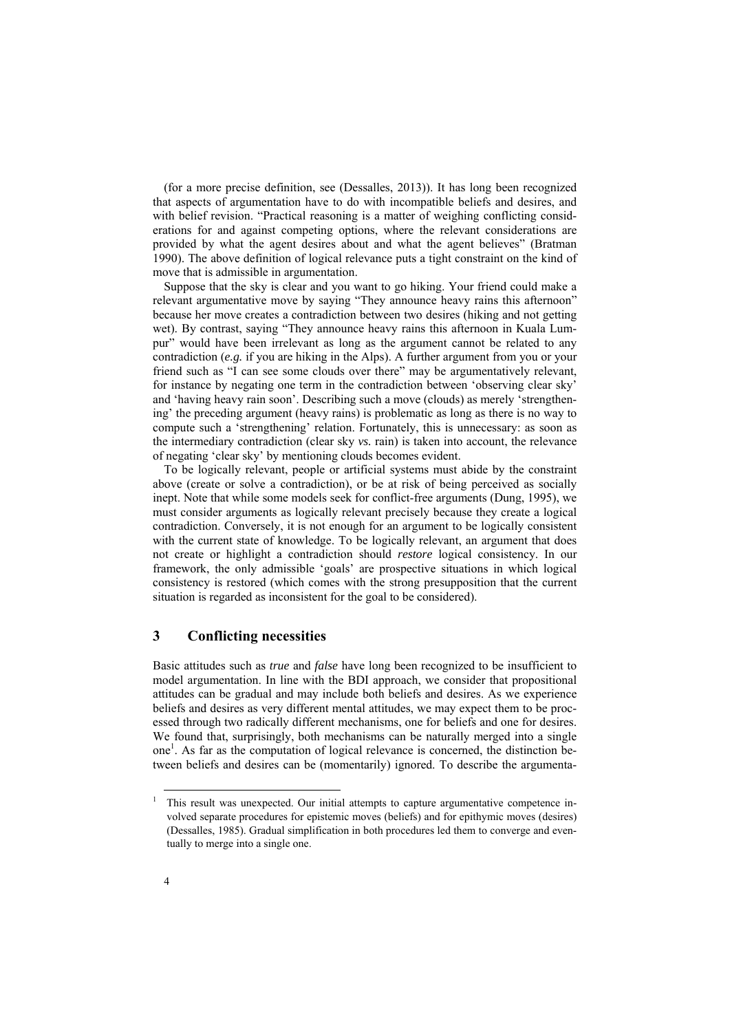(for a more precise definition, see (Dessalles, 2013)). It has long been recognized that aspects of argumentation have to do with incompatible beliefs and desires, and with belief revision. "Practical reasoning is a matter of weighing conflicting considerations for and against competing options, where the relevant considerations are provided by what the agent desires about and what the agent believes" (Bratman 1990). The above definition of logical relevance puts a tight constraint on the kind of move that is admissible in argumentation.

Suppose that the sky is clear and you want to go hiking. Your friend could make a relevant argumentative move by saying "They announce heavy rains this afternoon" because her move creates a contradiction between two desires (hiking and not getting wet). By contrast, saying "They announce heavy rains this afternoon in Kuala Lumpur" would have been irrelevant as long as the argument cannot be related to any contradiction (*e.g.* if you are hiking in the Alps). A further argument from you or your friend such as "I can see some clouds over there" may be argumentatively relevant, for instance by negating one term in the contradiction between 'observing clear sky' and 'having heavy rain soon'. Describing such a move (clouds) as merely 'strengthening' the preceding argument (heavy rains) is problematic as long as there is no way to compute such a 'strengthening' relation. Fortunately, this is unnecessary: as soon as the intermediary contradiction (clear sky *vs.* rain) is taken into account, the relevance of negating 'clear sky' by mentioning clouds becomes evident.

To be logically relevant, people or artificial systems must abide by the constraint above (create or solve a contradiction), or be at risk of being perceived as socially inept. Note that while some models seek for conflict-free arguments (Dung, 1995), we must consider arguments as logically relevant precisely because they create a logical contradiction. Conversely, it is not enough for an argument to be logically consistent with the current state of knowledge. To be logically relevant, an argument that does not create or highlight a contradiction should *restore* logical consistency. In our framework, the only admissible 'goals' are prospective situations in which logical consistency is restored (which comes with the strong presupposition that the current situation is regarded as inconsistent for the goal to be considered).

## 3 Conflicting necessities

Basic attitudes such as *true* and *false* have long been recognized to be insufficient to model argumentation. In line with the BDI approach, we consider that propositional attitudes can be gradual and may include both beliefs and desires. As we experience beliefs and desires as very different mental attitudes, we may expect them to be processed through two radically different mechanisms, one for beliefs and one for desires. We found that, surprisingly, both mechanisms can be naturally merged into a single one[1]. As far as the computation of logical relevance is concerned, the distinction between beliefs and desires can be (momentarily) ignored. To describe the argumenta-

[1] This result was unexpected. Our initial attempts to capture argumentative competence involved separate procedures for epistemic moves (beliefs) and for epithymic moves (desires) (Dessalles, 1985). Gradual simplification in both procedures led them to converge and eventually to merge into a single one.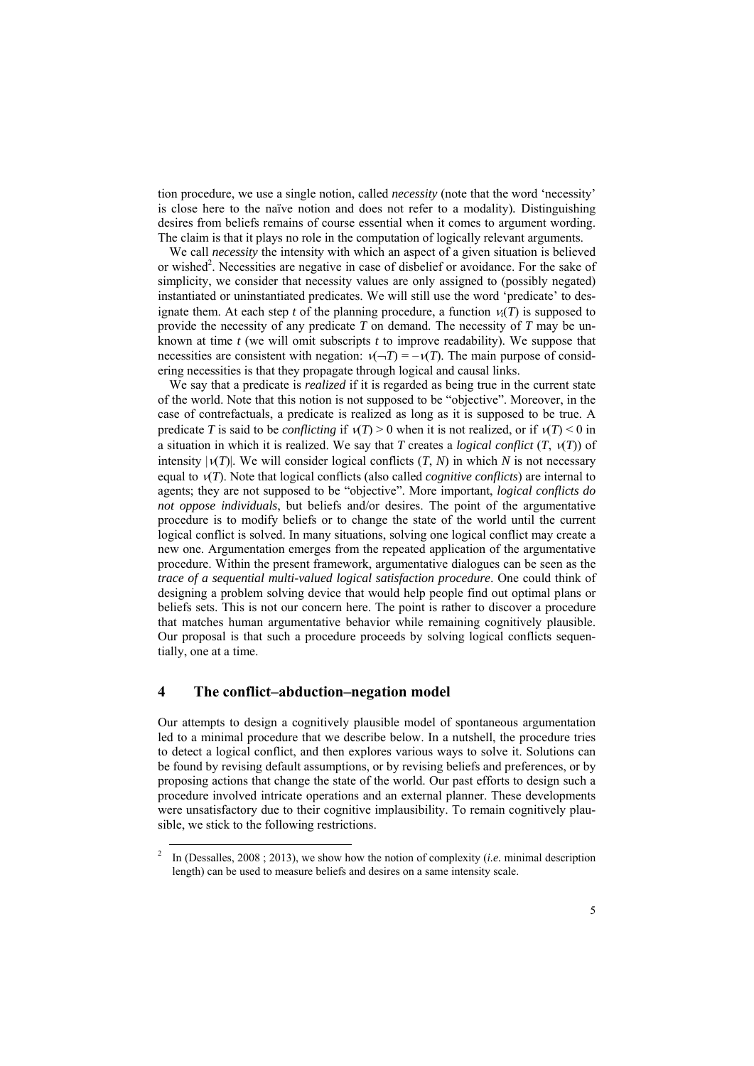tion procedure, we use a single notion, called *necessity* (note that the word 'necessity' is close here to the naïve notion and does not refer to a modality). Distinguishing desires from beliefs remains of course essential when it comes to argument wording. The claim is that it plays no role in the computation of logically relevant arguments.

We call *necessity* the intensity with which an aspect of a given situation is believed or wished[2]. Necessities are negative in case of disbelief or avoidance. For the sake of simplicity, we consider that necessity values are only assigned to (possibly negated) instantiated or uninstantiated predicates. We will still use the word 'predicate' to designate them. At each step $t$ of the planning procedure, a function $\nu_t(T)$ is supposed to provide the necessity of any predicate $T$ on demand. The necessity of $T$ may be unknown at time $t$ (we will omit subscripts $t$ to improve readability). We suppose that necessities are consistent with negation: $\nu(\neg T) = -\nu(T)$. The main purpose of considering necessities is that they propagate through logical and causal links.

We say that a predicate is *realized* if it is regarded as being true in the current state of the world. Note that this notion is not supposed to be "objective". Moreover, in the case of contrefactuals, a predicate is realized as long as it is supposed to be true. A predicate $T$ is said to be *conflicting* if $\nu(T) > 0$ when it is not realized, or if $\nu(T) < 0$ in a situation in which it is realized. We say that $T$ creates a *logical conflict* $(T, \nu(T))$ of intensity $|\nu(T)|$. We will consider logical conflicts $(T, N)$ in which $N$ is not necessary equal to $\nu(T)$. Note that logical conflicts (also called *cognitive conflicts*) are internal to agents; they are not supposed to be "objective". More important, *logical conflicts do not oppose individuals*, but beliefs and/or desires. The point of the argumentative procedure is to modify beliefs or to change the state of the world until the current logical conflict is solved. In many situations, solving one logical conflict may create a new one. Argumentation emerges from the repeated application of the argumentative procedure. Within the present framework, argumentative dialogues can be seen as the *trace of a sequential multi-valued logical satisfaction procedure*. One could think of designing a problem solving device that would help people find out optimal plans or beliefs sets. This is not our concern here. The point is rather to discover a procedure that matches human argumentative behavior while remaining cognitively plausible. Our proposal is that such a procedure proceeds by solving logical conflicts sequentially, one at a time.

## 4 The conflict–abduction–negation model

Our attempts to design a cognitively plausible model of spontaneous argumentation led to a minimal procedure that we describe below. In a nutshell, the procedure tries to detect a logical conflict, and then explores various ways to solve it. Solutions can be found by revising default assumptions, or by revising beliefs and preferences, or by proposing actions that change the state of the world. Our past efforts to design such a procedure involved intricate operations and an external planner. These developments were unsatisfactory due to their cognitive implausibility. To remain cognitively plausible, we stick to the following restrictions.

[2] In (Dessalles, 2008 ; 2013), we show how the notion of complexity (*i.e.* minimal description length) can be used to measure beliefs and desires on a same intensity scale.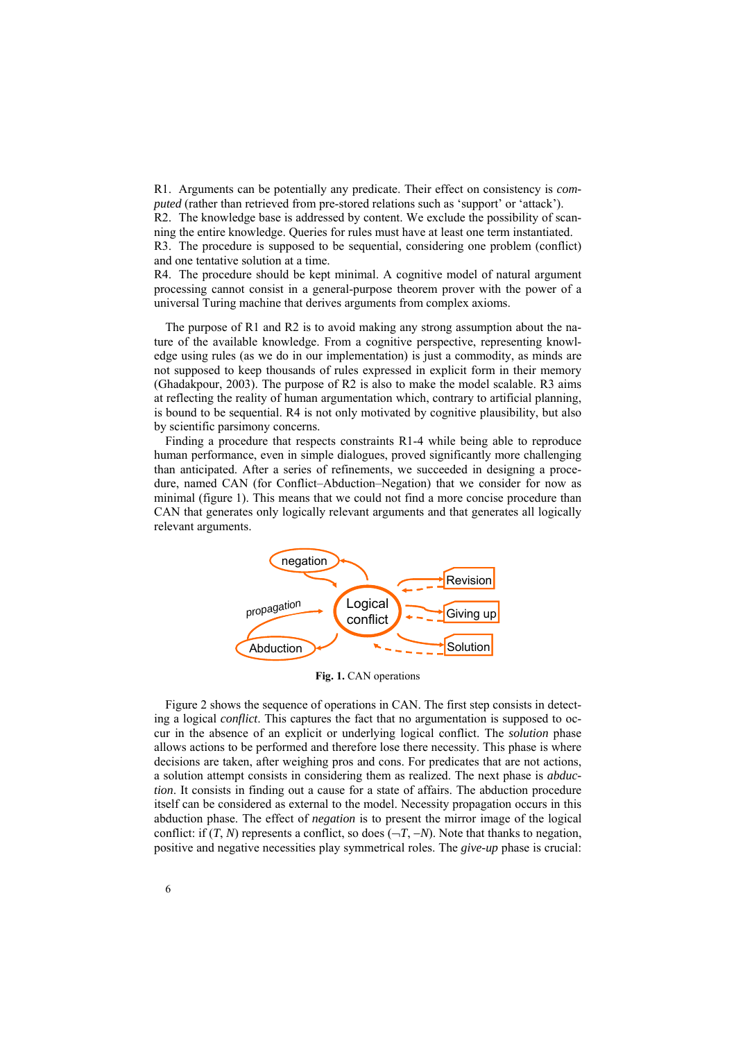R1. Arguments can be potentially any predicate. Their effect on consistency is *computed* (rather than retrieved from pre-stored relations such as 'support' or 'attack').
R2. The knowledge base is addressed by content. We exclude the possibility of scanning the entire knowledge. Queries for rules must have at least one term instantiated.
R3. The procedure is supposed to be sequential, considering one problem (conflict) and one tentative solution at a time.
R4. The procedure should be kept minimal. A cognitive model of natural argument processing cannot consist in a general-purpose theorem prover with the power of a universal Turing machine that derives arguments from complex axioms.

The purpose of R1 and R2 is to avoid making any strong assumption about the nature of the available knowledge. From a cognitive perspective, representing knowledge using rules (as we do in our implementation) is just a commodity, as minds are not supposed to keep thousands of rules expressed in explicit form in their memory (Ghadakpour, 2003). The purpose of R2 is also to make the model scalable. R3 aims at reflecting the reality of human argumentation which, contrary to artificial planning, is bound to be sequential. R4 is not only motivated by cognitive plausibility, but also by scientific parsimony concerns.

Finding a procedure that respects constraints R1-4 while being able to reproduce human performance, even in simple dialogues, proved significantly more challenging than anticipated. After a series of refinements, we succeeded in designing a procedure, named CAN (for Conflict–Abduction–Negation) that we consider for now as minimal (figure 1). This means that we could not find a more concise procedure than CAN that generates only logically relevant arguments and that generates all logically relevant arguments.

**Fig. 1.** CAN operations

Figure 2 shows the sequence of operations in CAN. The first step consists in detecting a logical *conflict*. This captures the fact that no argumentation is supposed to occur in the absence of an explicit or underlying logical conflict. The *solution* phase allows actions to be performed and therefore lose there necessity. This phase is where decisions are taken, after weighing pros and cons. For predicates that are not actions, a solution attempt consists in considering them as realized. The next phase is *abduction*. It consists in finding out a cause for a state of affairs. The abduction procedure itself can be considered as external to the model. Necessity propagation occurs in this abduction phase. The effect of *negation* is to present the mirror image of the logical conflict: if $(T, N)$ represents a conflict, so does $(\neg T, -N)$. Note that thanks to negation, positive and negative necessities play symmetrical roles. The *give-up* phase is crucial: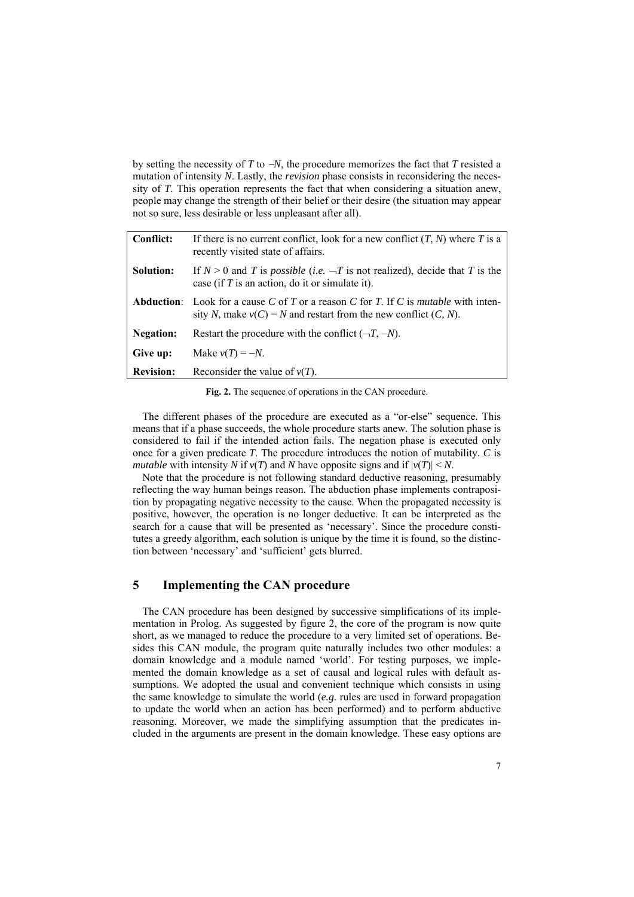by setting the necessity of $T$ to $-N$, the procedure memorizes the fact that $T$ resisted a mutation of intensity $N$. Lastly, the *revision* phase consists in reconsidering the necessity of $T$. This operation represents the fact that when considering a situation anew, people may change the strength of their belief or their desire (the situation may appear not so sure, less desirable or less unpleasant after all).

| | |
|---|---|
| **Conflict:** | If there is no current conflict, look for a new conflict ($T$, $N$) where $T$ is a recently visited state of affairs. |
| **Solution:** | If $N > 0$ and $T$ is *possible* (*i.e.* $\neg T$ is not realized), decide that $T$ is the case (if $T$ is an action, do it or simulate it). |
| **Abduction**: | Look for a cause $C$ of $T$ or a reason $C$ for $T$. If $C$ is *mutable* with intensity $N$, make $v(C) = N$ and restart from the new conflict ($C$, $N$). |
| **Negation:** | Restart the procedure with the conflict ($\neg T$, $-N$). |
| **Give up:** | Make $v(T) = -N$. |
| **Revision:** | Reconsider the value of $v(T)$. |

**Fig. 2.** The sequence of operations in the CAN procedure.

The different phases of the procedure are executed as a "or-else" sequence. This means that if a phase succeeds, the whole procedure starts anew. The solution phase is considered to fail if the intended action fails. The negation phase is executed only once for a given predicate $T$. The procedure introduces the notion of mutability. $C$ is *mutable* with intensity $N$ if $v(T)$ and $N$ have opposite signs and if $|v(T)| < N$.

Note that the procedure is not following standard deductive reasoning, presumably reflecting the way human beings reason. The abduction phase implements contraposition by propagating negative necessity to the cause. When the propagated necessity is positive, however, the operation is no longer deductive. It can be interpreted as the search for a cause that will be presented as 'necessary'. Since the procedure constitutes a greedy algorithm, each solution is unique by the time it is found, so the distinction between 'necessary' and 'sufficient' gets blurred.

## 5 Implementing the CAN procedure

The CAN procedure has been designed by successive simplifications of its implementation in Prolog. As suggested by figure 2, the core of the program is now quite short, as we managed to reduce the procedure to a very limited set of operations. Besides this CAN module, the program quite naturally includes two other modules: a domain knowledge and a module named 'world'. For testing purposes, we implemented the domain knowledge as a set of causal and logical rules with default assumptions. We adopted the usual and convenient technique which consists in using the same knowledge to simulate the world (*e.g.* rules are used in forward propagation to update the world when an action has been performed) and to perform abductive reasoning. Moreover, we made the simplifying assumption that the predicates included in the arguments are present in the domain knowledge. These easy options are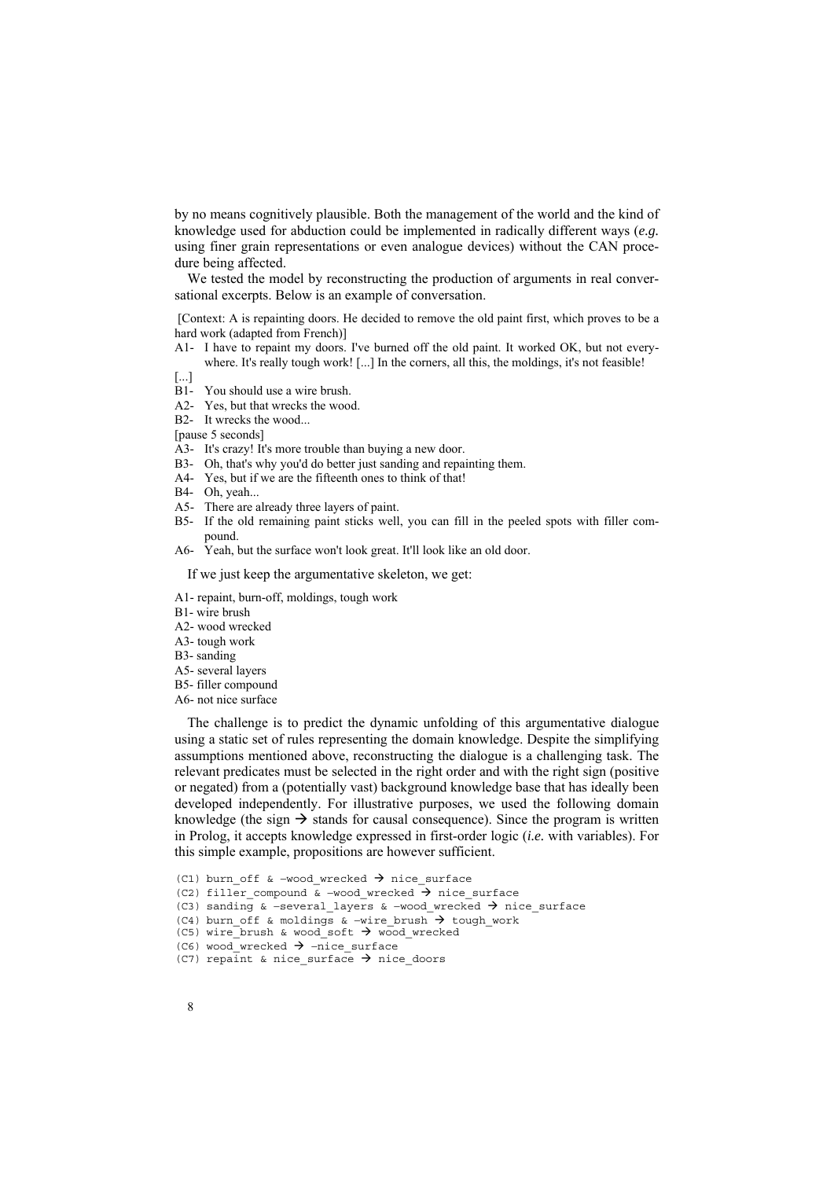by no means cognitively plausible. Both the management of the world and the kind of knowledge used for abduction could be implemented in radically different ways (*e.g.* using finer grain representations or even analogue devices) without the CAN procedure being affected.

We tested the model by reconstructing the production of arguments in real conversational excerpts. Below is an example of conversation.

[Context: A is repainting doors. He decided to remove the old paint first, which proves to be a hard work (adapted from French)]

A1- I have to repaint my doors. I've burned off the old paint. It worked OK, but not everywhere. It's really tough work! [...] In the corners, all this, the moldings, it's not feasible!

[...]

B1- You should use a wire brush.

A2- Yes, but that wrecks the wood.

B2- It wrecks the wood...

[pause 5 seconds]

A3- It's crazy! It's more trouble than buying a new door.

B3- Oh, that's why you'd do better just sanding and repainting them.

A4- Yes, but if we are the fifteenth ones to think of that!

B4- Oh, yeah...

A5- There are already three layers of paint.

B5- If the old remaining paint sticks well, you can fill in the peeled spots with filler compound.

A6- Yeah, but the surface won't look great. It'll look like an old door.

If we just keep the argumentative skeleton, we get:

A1- repaint, burn-off, moldings, tough work

B1- wire brush

A2- wood wrecked

A3- tough work

B3- sanding

A5- several layers

B5- filler compound

A6- not nice surface

The challenge is to predict the dynamic unfolding of this argumentative dialogue using a static set of rules representing the domain knowledge. Despite the simplifying assumptions mentioned above, reconstructing the dialogue is a challenging task. The relevant predicates must be selected in the right order and with the right sign (positive or negated) from a (potentially vast) background knowledge base that has ideally been developed independently. For illustrative purposes, we used the following domain knowledge (the sign → stands for causal consequence). Since the program is written in Prolog, it accepts knowledge expressed in first-order logic (*i.e.* with variables). For this simple example, propositions are however sufficient.

```
(C1) burn_off & -wood_wrecked → nice_surface
(C2) filler_compound & -wood_wrecked → nice_surface
(C3) sanding & -several_layers & -wood_wrecked → nice_surface
(C4) burn_off & moldings & -wire_brush → tough_work
(C5) wire_brush & wood_soft → wood_wrecked
(C6) wood_wrecked → -nice_surface
(C7) repaint & nice_surface → nice_doors
```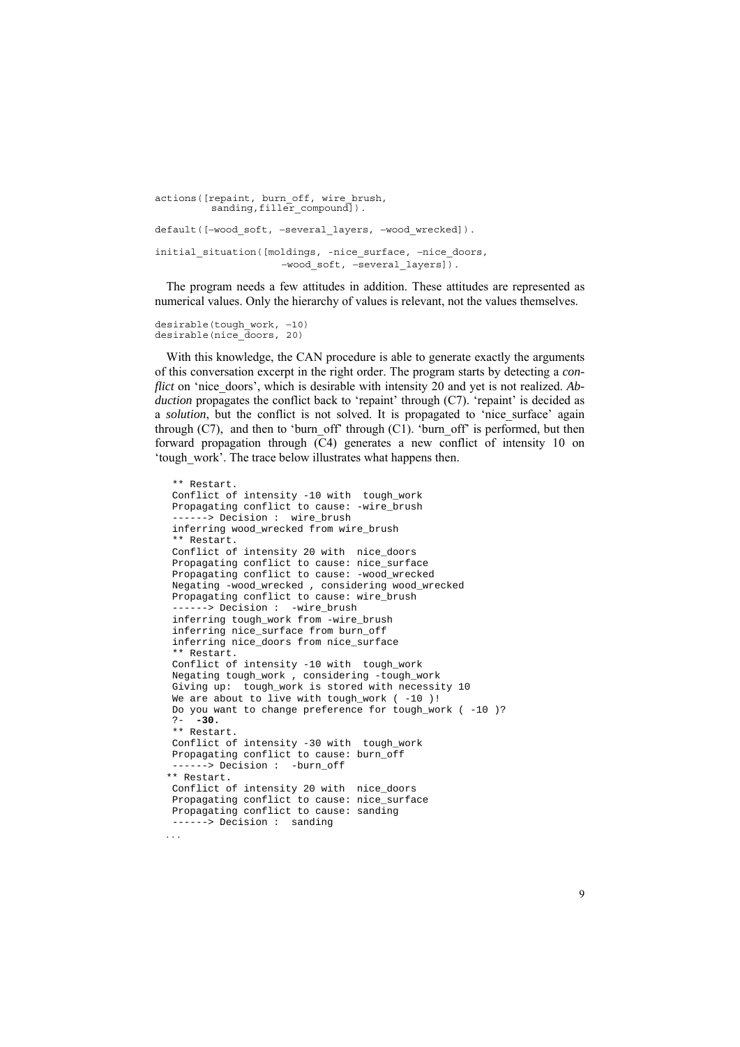```
actions([repaint, burn_off, wire_brush,
         sanding,filler_compound]).

default([−wood_soft, −several_layers, −wood_wrecked]).

initial_situation([moldings, -nice_surface, −nice_doors,
                   −wood_soft, −several_layers]).
```

The program needs a few attitudes in addition. These attitudes are represented as numerical values. Only the hierarchy of values is relevant, not the values themselves.

```
desirable(tough_work, −10)
desirable(nice_doors, 20)
```

With this knowledge, the CAN procedure is able to generate exactly the arguments of this conversation excerpt in the right order. The program starts by detecting a *conflict* on 'nice_doors', which is desirable with intensity 20 and yet is not realized. *Abduction* propagates the conflict back to 'repaint' through (C7). 'repaint' is decided as a *solution*, but the conflict is not solved. It is propagated to 'nice_surface' again through (C7), and then to 'burn_off' through (C1). 'burn_off' is performed, but then forward propagation through (C4) generates a new conflict of intensity 10 on 'tough_work'. The trace below illustrates what happens then.

```
** Restart.
Conflict of intensity -10 with  tough_work
Propagating conflict to cause: -wire_brush
------> Decision :  wire_brush
inferring wood_wrecked from wire_brush
** Restart.
Conflict of intensity 20 with  nice_doors
Propagating conflict to cause: nice_surface
Propagating conflict to cause: -wood_wrecked
Negating -wood_wrecked , considering wood_wrecked
Propagating conflict to cause: wire_brush
------> Decision :  -wire_brush
inferring tough_work from -wire_brush
inferring nice_surface from burn_off
inferring nice_doors from nice_surface
** Restart.
Conflict of intensity -10 with  tough_work
Negating tough_work , considering -tough_work
Giving up:  tough_work is stored with necessity 10
We are about to live with tough_work ( -10 )!
Do you want to change preference for tough_work ( -10 )?
?-  -30.
** Restart.
Conflict of intensity -30 with  tough_work
Propagating conflict to cause: burn_off
------> Decision :  -burn_off
** Restart.
Conflict of intensity 20 with  nice_doors
Propagating conflict to cause: nice_surface
Propagating conflict to cause: sanding
------> Decision :  sanding
...
```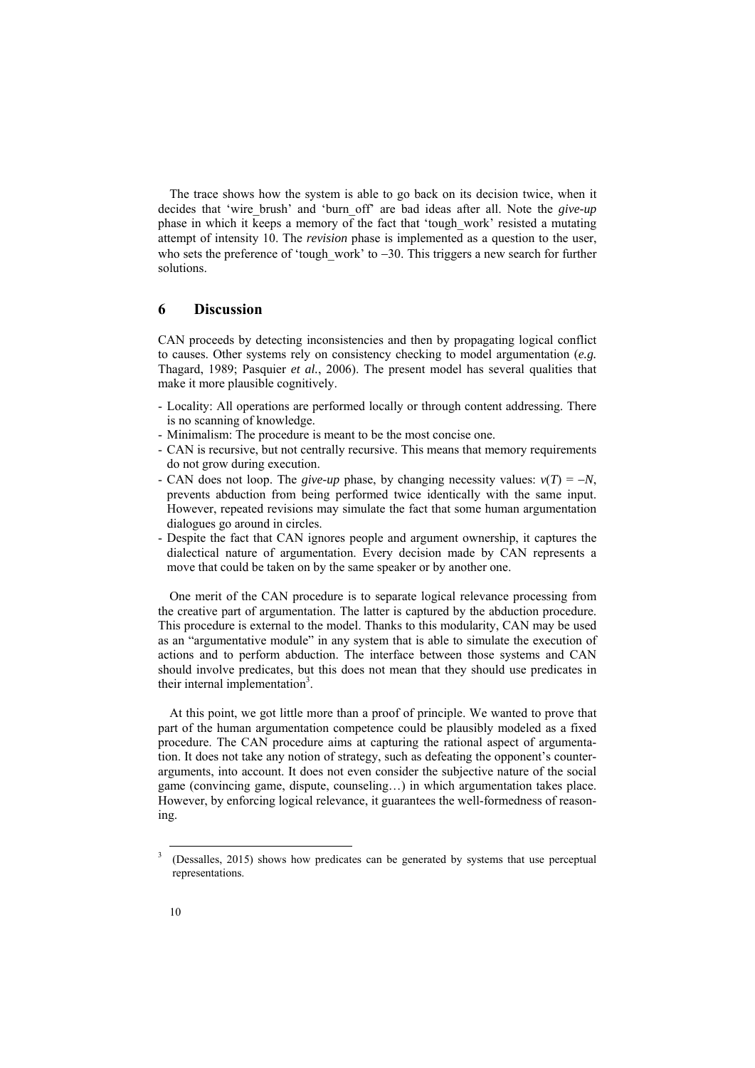The trace shows how the system is able to go back on its decision twice, when it decides that 'wire_brush' and 'burn_off' are bad ideas after all. Note the *give-up* phase in which it keeps a memory of the fact that 'tough_work' resisted a mutating attempt of intensity 10. The *revision* phase is implemented as a question to the user, who sets the preference of 'tough_work' to $-30$. This triggers a new search for further solutions.

## 6 Discussion

CAN proceeds by detecting inconsistencies and then by propagating logical conflict to causes. Other systems rely on consistency checking to model argumentation (*e.g.* Thagard, 1989; Pasquier *et al.*, 2006). The present model has several qualities that make it more plausible cognitively.

- Locality: All operations are performed locally or through content addressing. There is no scanning of knowledge.
- Minimalism: The procedure is meant to be the most concise one.
- CAN is recursive, but not centrally recursive. This means that memory requirements do not grow during execution.
- CAN does not loop. The *give-up* phase, by changing necessity values: $v(T) = -N$, prevents abduction from being performed twice identically with the same input. However, repeated revisions may simulate the fact that some human argumentation dialogues go around in circles.
- Despite the fact that CAN ignores people and argument ownership, it captures the dialectical nature of argumentation. Every decision made by CAN represents a move that could be taken on by the same speaker or by another one.

One merit of the CAN procedure is to separate logical relevance processing from the creative part of argumentation. The latter is captured by the abduction procedure. This procedure is external to the model. Thanks to this modularity, CAN may be used as an "argumentative module" in any system that is able to simulate the execution of actions and to perform abduction. The interface between those systems and CAN should involve predicates, but this does not mean that they should use predicates in their internal implementation[3].

At this point, we got little more than a proof of principle. We wanted to prove that part of the human argumentation competence could be plausibly modeled as a fixed procedure. The CAN procedure aims at capturing the rational aspect of argumentation. It does not take any notion of strategy, such as defeating the opponent's counter-arguments, into account. It does not even consider the subjective nature of the social game (convincing game, dispute, counseling…) in which argumentation takes place. However, by enforcing logical relevance, it guarantees the well-formedness of reasoning.

[3] (Dessalles, 2015) shows how predicates can be generated by systems that use perceptual representations.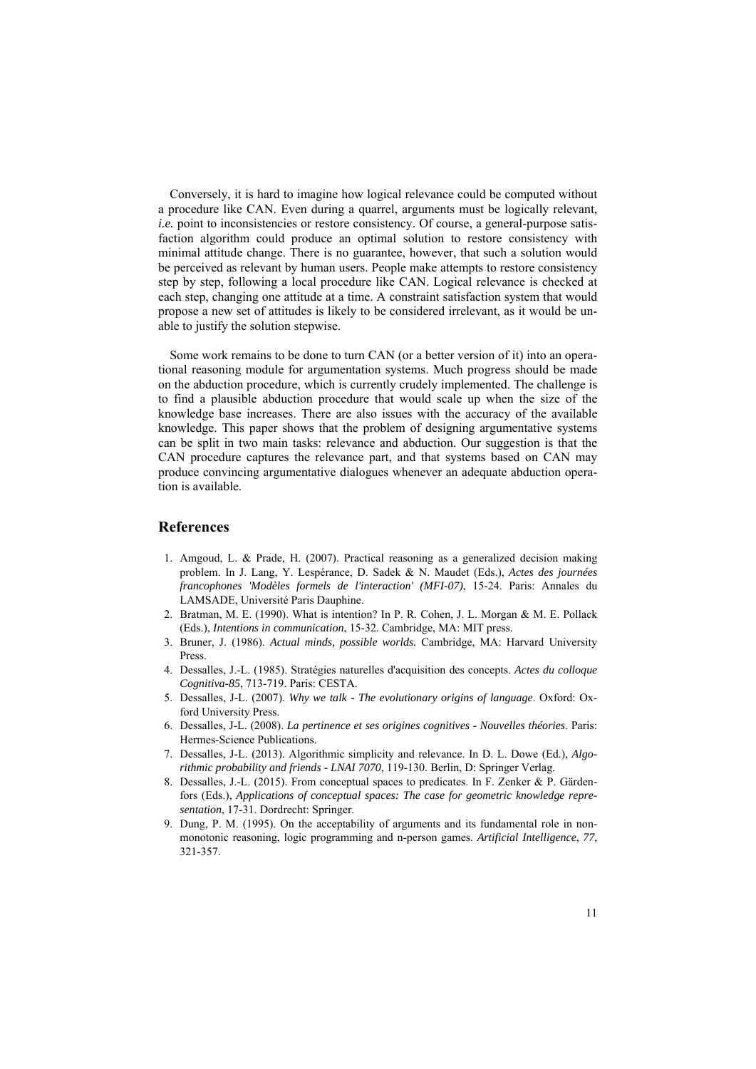Conversely, it is hard to imagine how logical relevance could be computed without a procedure like CAN. Even during a quarrel, arguments must be logically relevant, *i.e.* point to inconsistencies or restore consistency. Of course, a general-purpose satisfaction algorithm could produce an optimal solution to restore consistency with minimal attitude change. There is no guarantee, however, that such a solution would be perceived as relevant by human users. People make attempts to restore consistency step by step, following a local procedure like CAN. Logical relevance is checked at each step, changing one attitude at a time. A constraint satisfaction system that would propose a new set of attitudes is likely to be considered irrelevant, as it would be unable to justify the solution stepwise.

Some work remains to be done to turn CAN (or a better version of it) into an operational reasoning module for argumentation systems. Much progress should be made on the abduction procedure, which is currently crudely implemented. The challenge is to find a plausible abduction procedure that would scale up when the size of the knowledge base increases. There are also issues with the accuracy of the available knowledge. This paper shows that the problem of designing argumentative systems can be split in two main tasks: relevance and abduction. Our suggestion is that the CAN procedure captures the relevance part, and that systems based on CAN may produce convincing argumentative dialogues whenever an adequate abduction operation is available.

## References

1. Amgoud, L. & Prade, H. (2007). Practical reasoning as a generalized decision making problem. In J. Lang, Y. Lespérance, D. Sadek & N. Maudet (Eds.), *Actes des journées francophones 'Modèles formels de l'interaction' (MFI-07)*, 15-24. Paris: Annales du LAMSADE, Université Paris Dauphine.
2. Bratman, M. E. (1990). What is intention? In P. R. Cohen, J. L. Morgan & M. E. Pollack (Eds.), *Intentions in communication*, 15-32. Cambridge, MA: MIT press.
3. Bruner, J. (1986). *Actual minds, possible worlds.* Cambridge, MA: Harvard University Press.
4. Dessalles, J.-L. (1985). Stratégies naturelles d'acquisition des concepts. *Actes du colloque Cognitiva-85*, 713-719. Paris: CESTA.
5. Dessalles, J-L. (2007). *Why we talk - The evolutionary origins of language*. Oxford: Oxford University Press.
6. Dessalles, J-L. (2008). *La pertinence et ses origines cognitives - Nouvelles théories*. Paris: Hermes-Science Publications.
7. Dessalles, J-L. (2013). Algorithmic simplicity and relevance. In D. L. Dowe (Ed.), *Algorithmic probability and friends - LNAI 7070*, 119-130. Berlin, D: Springer Verlag.
8. Dessalles, J.-L. (2015). From conceptual spaces to predicates. In F. Zenker & P. Gärdenfors (Eds.), *Applications of conceptual spaces: The case for geometric knowledge representation*, 17-31. Dordrecht: Springer.
9. Dung, P. M. (1995). On the acceptability of arguments and its fundamental role in nonmonotonic reasoning, logic programming and n-person games. *Artificial Intelligence*, *77*, 321-357.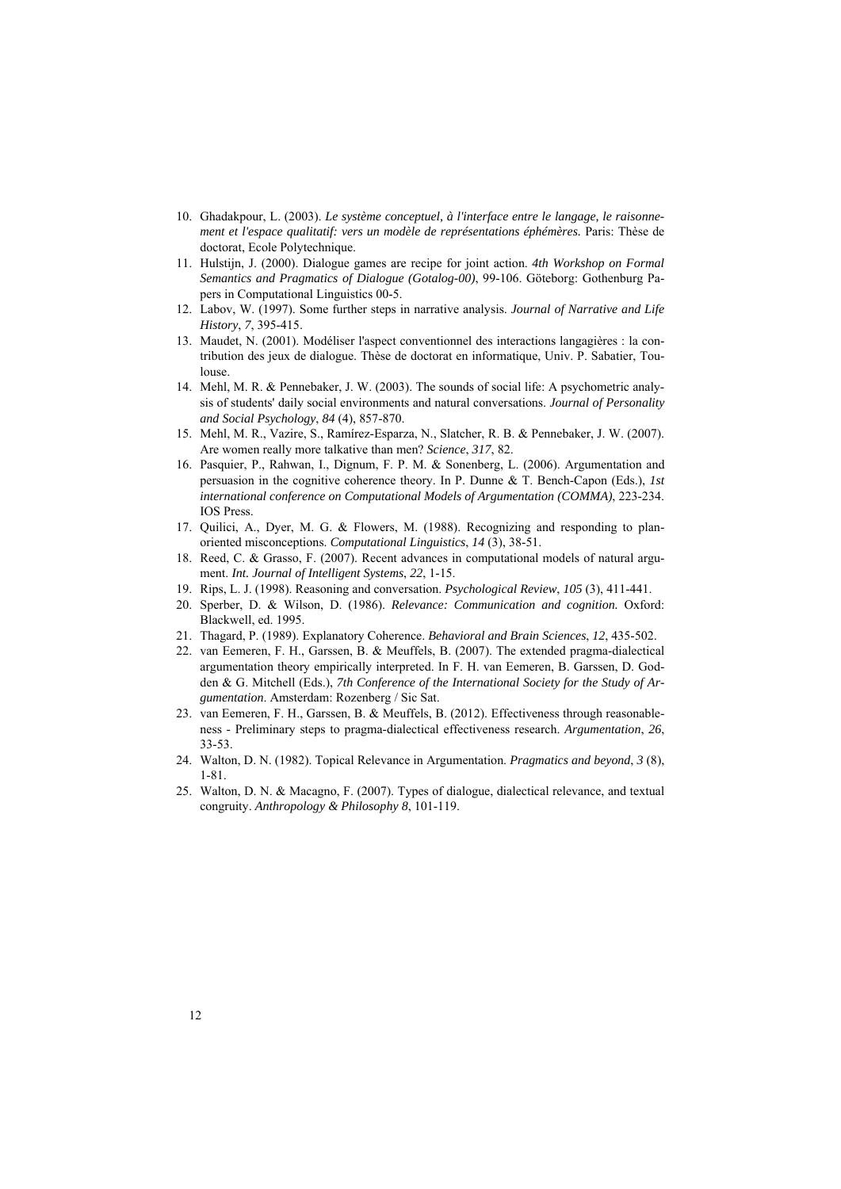10. Ghadakpour, L. (2003). *Le système conceptuel, à l'interface entre le langage, le raisonnement et l'espace qualitatif: vers un modèle de représentations éphémères.* Paris: Thèse de doctorat, Ecole Polytechnique.
11. Hulstijn, J. (2000). Dialogue games are recipe for joint action. *4th Workshop on Formal Semantics and Pragmatics of Dialogue (Gotalog-00)*, 99-106. Göteborg: Gothenburg Papers in Computational Linguistics 00-5.
12. Labov, W. (1997). Some further steps in narrative analysis. *Journal of Narrative and Life History*, *7*, 395-415.
13. Maudet, N. (2001). Modéliser l'aspect conventionnel des interactions langagières : la contribution des jeux de dialogue. Thèse de doctorat en informatique, Univ. P. Sabatier, Toulouse.
14. Mehl, M. R. & Pennebaker, J. W. (2003). The sounds of social life: A psychometric analysis of students' daily social environments and natural conversations. *Journal of Personality and Social Psychology*, *84* (4), 857-870.
15. Mehl, M. R., Vazire, S., Ramírez-Esparza, N., Slatcher, R. B. & Pennebaker, J. W. (2007). Are women really more talkative than men? *Science*, *317*, 82.
16. Pasquier, P., Rahwan, I., Dignum, F. P. M. & Sonenberg, L. (2006). Argumentation and persuasion in the cognitive coherence theory. In P. Dunne & T. Bench-Capon (Eds.), *1st international conference on Computational Models of Argumentation (COMMA)*, 223-234. IOS Press.
17. Quilici, A., Dyer, M. G. & Flowers, M. (1988). Recognizing and responding to plan-oriented misconceptions. *Computational Linguistics*, *14* (3), 38-51.
18. Reed, C. & Grasso, F. (2007). Recent advances in computational models of natural argument. *Int. Journal of Intelligent Systems*, *22*, 1-15.
19. Rips, L. J. (1998). Reasoning and conversation. *Psychological Review*, *105* (3), 411-441.
20. Sperber, D. & Wilson, D. (1986). *Relevance: Communication and cognition.* Oxford: Blackwell, ed. 1995.
21. Thagard, P. (1989). Explanatory Coherence. *Behavioral and Brain Sciences*, *12*, 435-502.
22. van Eemeren, F. H., Garssen, B. & Meuffels, B. (2007). The extended pragma-dialectical argumentation theory empirically interpreted. In F. H. van Eemeren, B. Garssen, D. Godden & G. Mitchell (Eds.), *7th Conference of the International Society for the Study of Argumentation*. Amsterdam: Rozenberg / Sic Sat.
23. van Eemeren, F. H., Garssen, B. & Meuffels, B. (2012). Effectiveness through reasonableness - Preliminary steps to pragma-dialectical effectiveness research. *Argumentation*, *26*, 33-53.
24. Walton, D. N. (1982). Topical Relevance in Argumentation. *Pragmatics and beyond*, *3* (8), 1-81.
25. Walton, D. N. & Macagno, F. (2007). Types of dialogue, dialectical relevance, and textual congruity. *Anthropology & Philosophy 8*, 101-119.